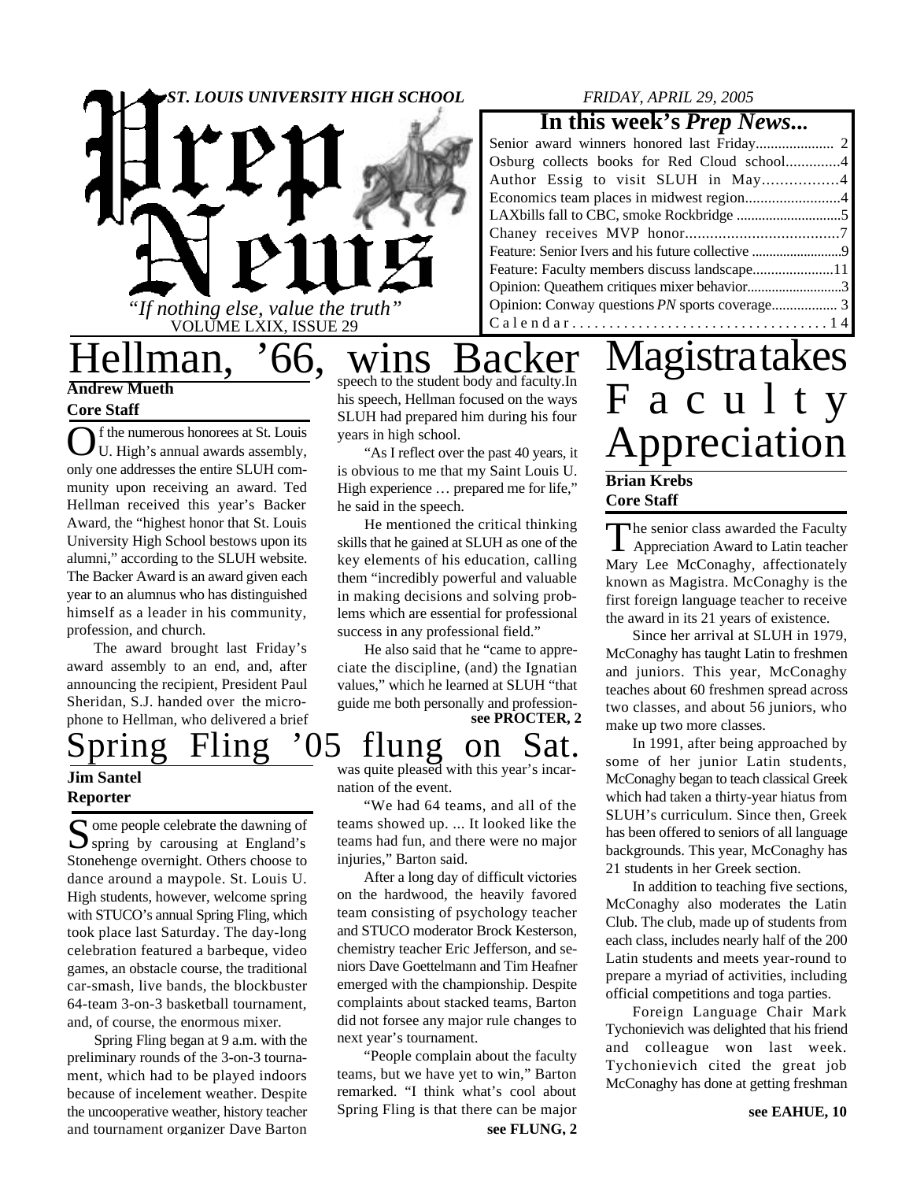# Prep News

*ST. LOUIS UNIVERSITY HIGH SCHOOL* — *FRIDAY, APRIL 29, 2005*

*"If nothing else, value the truth"*

VOLUME LXIX, ISSUE 29

## In this week's *Prep News*...

- Senior award winners honored last Friday.................... 2
- Osburg collects books for Red Cloud school..............4
- Author Essig to visit SLUH in May.................4
- Economics team places in midwest region.........................4
- LAXbills fall to CBC, smoke Rockbridge .............................5
- Chaney receives MVP honor....................................7
- Feature: Senior Ivers and his future collective ..........................9
- Feature: Faculty members discuss landscape......................11
- Opinion: Queathem critiques mixer behavior..........................3
- Opinion: Conway questions *PN* sports coverage.................. 3
- Calendar....................................14

# Hellman, '66, wins Backer

**Andrew Mueth**
**Core Staff**

Of the numerous honorees at St. Louis U. High's annual awards assembly, only one addresses the entire SLUH community upon receiving an award. Ted Hellman received this year's Backer Award, the "highest honor that St. Louis University High School bestows upon its alumni," according to the SLUH website. The Backer Award is an award given each year to an alumnus who has distinguished himself as a leader in his community, profession, and church.

The award brought last Friday's award assembly to an end, and, after announcing the recipient, President Paul Sheridan, S.J. handed over the microphone to Hellman, who delivered a brief speech to the student body and faculty.In his speech, Hellman focused on the ways SLUH had prepared him during his four years in high school.

"As I reflect over the past 40 years, it is obvious to me that my Saint Louis U. High experience … prepared me for life," he said in the speech.

He mentioned the critical thinking skills that he gained at SLUH as one of the key elements of his education, calling them "incredibly powerful and valuable in making decisions and solving problems which are essential for professional success in any professional field."

He also said that he "came to appreciate the discipline, (and) the Ignatian values," which he learned at SLUH "that guide me both personally and profession-

**see PROCTER, 2**

# Spring Fling '05 flung on Sat.

**Jim Santel**
**Reporter**

Some people celebrate the dawning of spring by carousing at England's Stonehenge overnight. Others choose to dance around a maypole. St. Louis U. High students, however, welcome spring with STUCO's annual Spring Fling, which took place last Saturday. The day-long celebration featured a barbeque, video games, an obstacle course, the traditional car-smash, live bands, the blockbuster 64-team 3-on-3 basketball tournament, and, of course, the enormous mixer.

Spring Fling began at 9 a.m. with the preliminary rounds of the 3-on-3 tournament, which had to be played indoors because of incelement weather. Despite the uncooperative weather, history teacher and tournament organizer Dave Barton was quite pleased with this year's incarnation of the event.

"We had 64 teams, and all of the teams showed up. ... It looked like the teams had fun, and there were no major injuries," Barton said.

After a long day of difficult victories on the hardwood, the heavily favored team consisting of psychology teacher and STUCO moderator Brock Kesterson, chemistry teacher Eric Jefferson, and seniors Dave Goettelmann and Tim Heafner emerged with the championship. Despite complaints about stacked teams, Barton did not forsee any major rule changes to next year's tournament.

"People complain about the faculty teams, but we have yet to win," Barton remarked. "I think what's cool about Spring Fling is that there can be major

**see FLUNG, 2**

# Magistra takes Faculty Appreciation

**Brian Krebs**
**Core Staff**

The senior class awarded the Faculty Appreciation Award to Latin teacher Mary Lee McConaghy, affectionately known as Magistra. McConaghy is the first foreign language teacher to receive the award in its 21 years of existence.

Since her arrival at SLUH in 1979, McConaghy has taught Latin to freshmen and juniors. This year, McConaghy teaches about 60 freshmen spread across two classes, and about 56 juniors, who make up two more classes.

In 1991, after being approached by some of her junior Latin students, McConaghy began to teach classical Greek which had taken a thirty-year hiatus from SLUH's curriculum. Since then, Greek has been offered to seniors of all language backgrounds. This year, McConaghy has 21 students in her Greek section.

In addition to teaching five sections, McConaghy also moderates the Latin Club. The club, made up of students from each class, includes nearly half of the 200 Latin students and meets year-round to prepare a myriad of activities, including official competitions and toga parties.

Foreign Language Chair Mark Tychonievich was delighted that his friend and colleague won last week. Tychonievich cited the great job McConaghy has done at getting freshman

**see EAHUE, 10**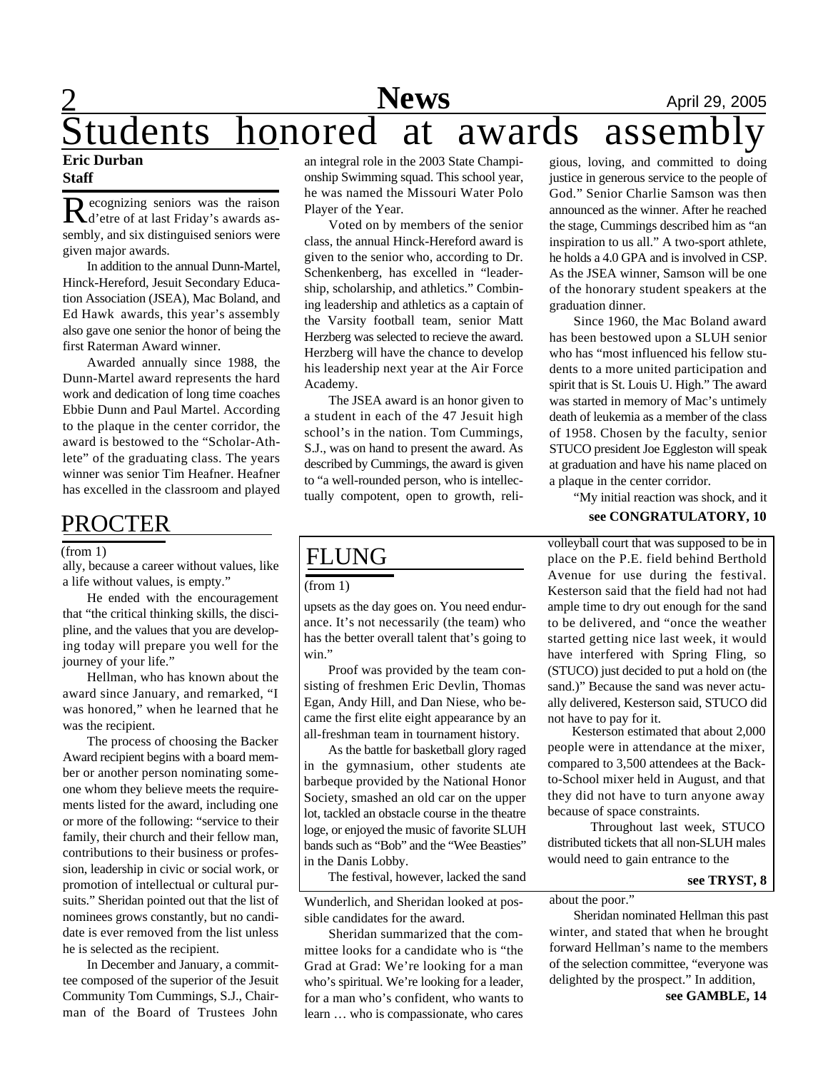# Students honored at awards assembly

**Eric Durban**
**Staff**

Recognizing seniors was the raison d'etre of at last Friday's awards assembly, and six distinguised seniors were given major awards.

In addition to the annual Dunn-Martel, Hinck-Hereford, Jesuit Secondary Education Association (JSEA), Mac Boland, and Ed Hawk awards, this year's assembly also gave one senior the honor of being the first Raterman Award winner.

Awarded annually since 1988, the Dunn-Martel award represents the hard work and dedication of long time coaches Ebbie Dunn and Paul Martel. According to the plaque in the center corridor, the award is bestowed to the "Scholar-Athlete" of the graduating class. The years winner was senior Tim Heafner. Heafner has excelled in the classroom and played an integral role in the 2003 State Championship Swimming squad. This school year, he was named the Missouri Water Polo Player of the Year.

Voted on by members of the senior class, the annual Hinck-Hereford award is given to the senior who, according to Dr. Schenkenberg, has excelled in "leadership, scholarship, and athletics." Combining leadership and athletics as a captain of the Varsity football team, senior Matt Herzberg was selected to recieve the award. Herzberg will have the chance to develop his leadership next year at the Air Force Academy.

The JSEA award is an honor given to a student in each of the 47 Jesuit high school's in the nation. Tom Cummings, S.J., was on hand to present the award. As described by Cummings, the award is given to "a well-rounded person, who is intellectually compotent, open to growth, religious, loving, and committed to doing justice in generous service to the people of God." Senior Charlie Samson was then announced as the winner. After he reached the stage, Cummings described him as "an inspiration to us all." A two-sport athlete, he holds a 4.0 GPA and is involved in CSP. As the JSEA winner, Samson will be one of the honorary student speakers at the graduation dinner.

Since 1960, the Mac Boland award has been bestowed upon a SLUH senior who has "most influenced his fellow students to a more united participation and spirit that is St. Louis U. High." The award was started in memory of Mac's untimely death of leukemia as a member of the class of 1958. Chosen by the faculty, senior STUCO president Joe Eggleston will speak at graduation and have his name placed on a plaque in the center corridor.

"My initial reaction was shock, and it

**see CONGRATULATORY, 10**

## PROCTER

(from 1)

ally, because a career without values, like a life without values, is empty."

He ended with the encouragement that "the critical thinking skills, the discipline, and the values that you are developing today will prepare you well for the journey of your life."

Hellman, who has known about the award since January, and remarked, "I was honored," when he learned that he was the recipient.

The process of choosing the Backer Award recipient begins with a board member or another person nominating someone whom they believe meets the requirements listed for the award, including one or more of the following: "service to their family, their church and their fellow man, contributions to their business or profession, leadership in civic or social work, or promotion of intellectual or cultural pursuits." Sheridan pointed out that the list of nominees grows constantly, but no candidate is ever removed from the list unless he is selected as the recipient.

In December and January, a committee composed of the superior of the Jesuit Community Tom Cummings, S.J., Chairman of the Board of Trustees John Wunderlich, and Sheridan looked at possible candidates for the award.

Sheridan summarized that the committee looks for a candidate who is "the Grad at Grad: We're looking for a man who's spiritual. We're looking for a leader, for a man who's confident, who wants to learn … who is compassionate, who cares about the poor."

Sheridan nominated Hellman this past winter, and stated that when he brought forward Hellman's name to the members of the selection committee, "everyone was delighted by the prospect." In addition,

**see GAMBLE, 14**

## FLUNG

(from 1)

upsets as the day goes on. You need endurance. It's not necessarily (the team) who has the better overall talent that's going to win."

Proof was provided by the team consisting of freshmen Eric Devlin, Thomas Egan, Andy Hill, and Dan Niese, who became the first elite eight appearance by an all-freshman team in tournament history.

As the battle for basketball glory raged in the gymnasium, other students ate barbeque provided by the National Honor Society, smashed an old car on the upper lot, tackled an obstacle course in the theatre loge, or enjoyed the music of favorite SLUH bands such as "Bob" and the "Wee Beasties" in the Danis Lobby.

The festival, however, lacked the sand volleyball court that was supposed to be in place on the P.E. field behind Berthold Avenue for use during the festival. Kesterson said that the field had not had ample time to dry out enough for the sand to be delivered, and "once the weather started getting nice last week, it would have interfered with Spring Fling, so (STUCO) just decided to put a hold on (the sand.)" Because the sand was never actually delivered, Kesterson said, STUCO did not have to pay for it.

Kesterson estimated that about 2,000 people were in attendance at the mixer, compared to 3,500 attendees at the Back-to-School mixer held in August, and that they did not have to turn anyone away because of space constraints.

Throughout last week, STUCO distributed tickets that all non-SLUH males would need to gain entrance to the

**see TRYST, 8**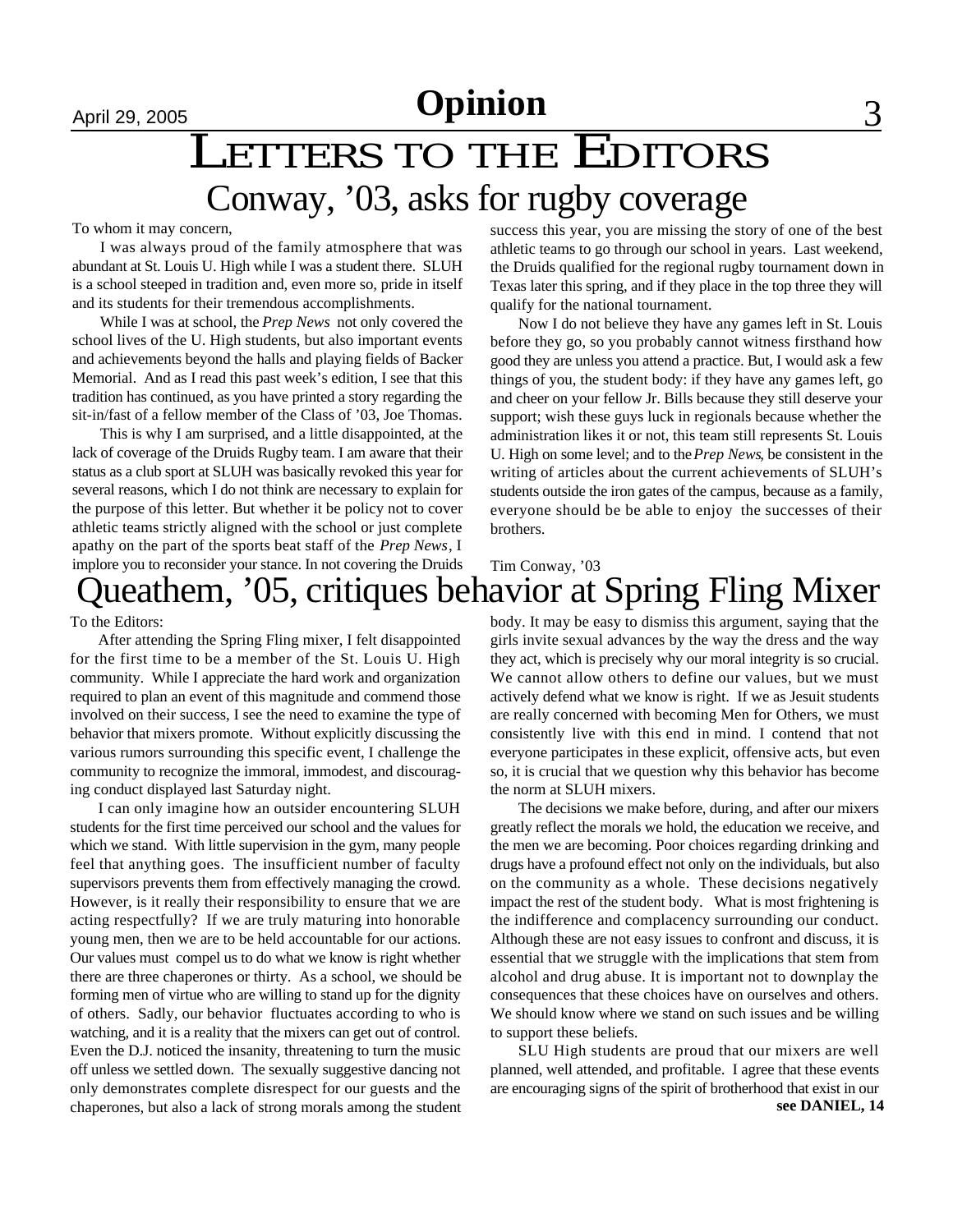# Opinion

# LETTERS TO THE EDITORS

## Conway, '03, asks for rugby coverage

To whom it may concern,

I was always proud of the family atmosphere that was abundant at St. Louis U. High while I was a student there. SLUH is a school steeped in tradition and, even more so, pride in itself and its students for their tremendous accomplishments.

While I was at school, the *Prep News* not only covered the school lives of the U. High students, but also important events and achievements beyond the halls and playing fields of Backer Memorial. And as I read this past week's edition, I see that this tradition has continued, as you have printed a story regarding the sit-in/fast of a fellow member of the Class of '03, Joe Thomas.

This is why I am surprised, and a little disappointed, at the lack of coverage of the Druids Rugby team. I am aware that their status as a club sport at SLUH was basically revoked this year for several reasons, which I do not think are necessary to explain for the purpose of this letter. But whether it be policy not to cover athletic teams strictly aligned with the school or just complete apathy on the part of the sports beat staff of the *Prep News*, I implore you to reconsider your stance. In not covering the Druids success this year, you are missing the story of one of the best athletic teams to go through our school in years. Last weekend, the Druids qualified for the regional rugby tournament down in Texas later this spring, and if they place in the top three they will qualify for the national tournament.

Now I do not believe they have any games left in St. Louis before they go, so you probably cannot witness firsthand how good they are unless you attend a practice. But, I would ask a few things of you, the student body: if they have any games left, go and cheer on your fellow Jr. Bills because they still deserve your support; wish these guys luck in regionals because whether the administration likes it or not, this team still represents St. Louis U. High on some level; and to the *Prep News*, be consistent in the writing of articles about the current achievements of SLUH's students outside the iron gates of the campus, because as a family, everyone should be be able to enjoy the successes of their brothers.

Tim Conway, '03

## Queathem, '05, critiques behavior at Spring Fling Mixer

To the Editors:

After attending the Spring Fling mixer, I felt disappointed for the first time to be a member of the St. Louis U. High community. While I appreciate the hard work and organization required to plan an event of this magnitude and commend those involved on their success, I see the need to examine the type of behavior that mixers promote. Without explicitly discussing the various rumors surrounding this specific event, I challenge the community to recognize the immoral, immodest, and discouraging conduct displayed last Saturday night.

I can only imagine how an outsider encountering SLUH students for the first time perceived our school and the values for which we stand. With little supervision in the gym, many people feel that anything goes. The insufficient number of faculty supervisors prevents them from effectively managing the crowd. However, is it really their responsibility to ensure that we are acting respectfully? If we are truly maturing into honorable young men, then we are to be held accountable for our actions. Our values must compel us to do what we know is right whether there are three chaperones or thirty. As a school, we should be forming men of virtue who are willing to stand up for the dignity of others. Sadly, our behavior fluctuates according to who is watching, and it is a reality that the mixers can get out of control. Even the D.J. noticed the insanity, threatening to turn the music off unless we settled down. The sexually suggestive dancing not only demonstrates complete disrespect for our guests and the chaperones, but also a lack of strong morals among the student body. It may be easy to dismiss this argument, saying that the girls invite sexual advances by the way the dress and the way they act, which is precisely why our moral integrity is so crucial. We cannot allow others to define our values, but we must actively defend what we know is right. If we as Jesuit students are really concerned with becoming Men for Others, we must consistently live with this end in mind. I contend that not everyone participates in these explicit, offensive acts, but even so, it is crucial that we question why this behavior has become the norm at SLUH mixers.

The decisions we make before, during, and after our mixers greatly reflect the morals we hold, the education we receive, and the men we are becoming. Poor choices regarding drinking and drugs have a profound effect not only on the individuals, but also on the community as a whole. These decisions negatively impact the rest of the student body. What is most frightening is the indifference and complacency surrounding our conduct. Although these are not easy issues to confront and discuss, it is essential that we struggle with the implications that stem from alcohol and drug abuse. It is important not to downplay the consequences that these choices have on ourselves and others. We should know where we stand on such issues and be willing to support these beliefs.

SLU High students are proud that our mixers are well planned, well attended, and profitable. I agree that these events are encouraging signs of the spirit of brotherhood that exist in our

**see DANIEL, 14**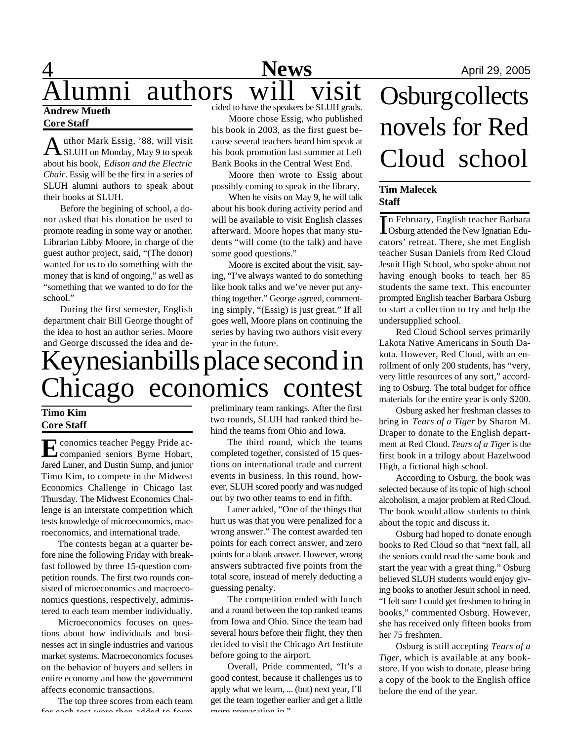# Alumni authors will visit

**Andrew Mueth**
**Core Staff**

Author Mark Essig, '88, will visit SLUH on Monday, May 9 to speak about his book, *Edison and the Electric Chair*. Essig will be the first in a series of SLUH alumni authors to speak about their books at SLUH.

Before the begining of school, a donor asked that his donation be used to promote reading in some way or another. Librarian Libby Moore, in charge of the guest author project, said, "(The donor) wanted for us to do something with the money that is kind of ongoing," as well as "something that we wanted to do for the school."

During the first semester, English department chair Bill George thought of the idea to host an author series. Moore and George discussed the idea and decided to have the speakers be SLUH grads.

Moore chose Essig, who published his book in 2003, as the first guest because several teachers heard him speak at his book promotion last summer at Left Bank Books in the Central West End.

Moore then wrote to Essig about possibly coming to speak in the library.

When he visits on May 9, he will talk about his book during activity period and will be available to visit English classes afterward. Moore hopes that many students "will come (to the talk) and have some good questions."

Moore is excited about the visit, saying, "I've always wanted to do something like book talks and we've never put anything together." George agreed, commenting simply, "(Essig) is just great." If all goes well, Moore plans on continuing the series by having two authors visit every year in the future.

# Keynesianbills place second in Chicago economics contest

**Timo Kim**
**Core Staff**

Economics teacher Peggy Pride accompanied seniors Byrne Hobart, Jared Luner, and Dustin Sump, and junior Timo Kim, to compete in the Midwest Economics Challenge in Chicago last Thursday. The Midwest Economics Challenge is an interstate competition which tests knowledge of microeconomics, macroeconomics, and international trade.

The contests began at a quarter before nine the following Friday with breakfast followed by three 15-question competition rounds. The first two rounds consisted of microeconomics and macroeconomics questions, respectively, administered to each team member individually.

Microeconomics focuses on questions about how individuals and businesses act in single industries and various market systems. Macroeconomics focuses on the behavior of buyers and sellers in entire economy and how the government affects economic transactions.

The top three scores from each team for each test were then added to form preliminary team rankings. After the first two rounds, SLUH had ranked third behind the teams from Ohio and Iowa.

The third round, which the teams completed together, consisted of 15 questions on international trade and current events in business. In this round, however, SLUH scored poorly and was nudged out by two other teams to end in fifth.

Luner added, "One of the things that hurt us was that you were penalized for a wrong answer." The contest awarded ten points for each correct answer, and zero points for a blank answer. However, wrong answers subtracted five points from the total score, instead of merely deducting a guessing penalty.

The competition ended with lunch and a round between the top ranked teams from Iowa and Ohio. Since the team had several hours before their flight, they then decided to visit the Chicago Art Institute before going to the airport.

Overall, Pride commented, "It's a good contest, because it challenges us to apply what we learn, ... (but) next year, I'll get the team together earlier and get a little more preparation in."

# Osburg collects novels for Red Cloud school

**Tim Malecek**
**Staff**

In February, English teacher Barbara Osburg attended the New Ignatian Educators' retreat. There, she met English teacher Susan Daniels from Red Cloud Jesuit High School, who spoke about not having enough books to teach her 85 students the same text. This encounter prompted English teacher Barbara Osburg to start a collection to try and help the undersupplied school.

Red Cloud School serves primarily Lakota Native Americans in South Dakota. However, Red Cloud, with an enrollment of only 200 students, has "very, very little resources of any sort," according to Osburg. The total budget for office materials for the entire year is only $200.

Osburg asked her freshman classes to bring in *Tears of a Tiger* by Sharon M. Draper to donate to the English department at Red Cloud. *Tears of a Tiger* is the first book in a trilogy about Hazelwood High, a fictional high school.

According to Osburg, the book was selected because of its topic of high school alcoholism, a major problem at Red Cloud. The book would allow students to think about the topic and discuss it.

Osburg had hoped to donate enough books to Red Cloud so that "next fall, all the seniors could read the same book and start the year with a great thing." Osburg believed SLUH students would enjoy giving books to another Jesuit school in need. "I felt sure I could get freshmen to bring in books," commented Osburg. However, she has received only fifteen books from her 75 freshmen.

Osburg is still accepting *Tears of a Tiger*, which is available at any bookstore. If you wish to donate, please bring a copy of the book to the English office before the end of the year.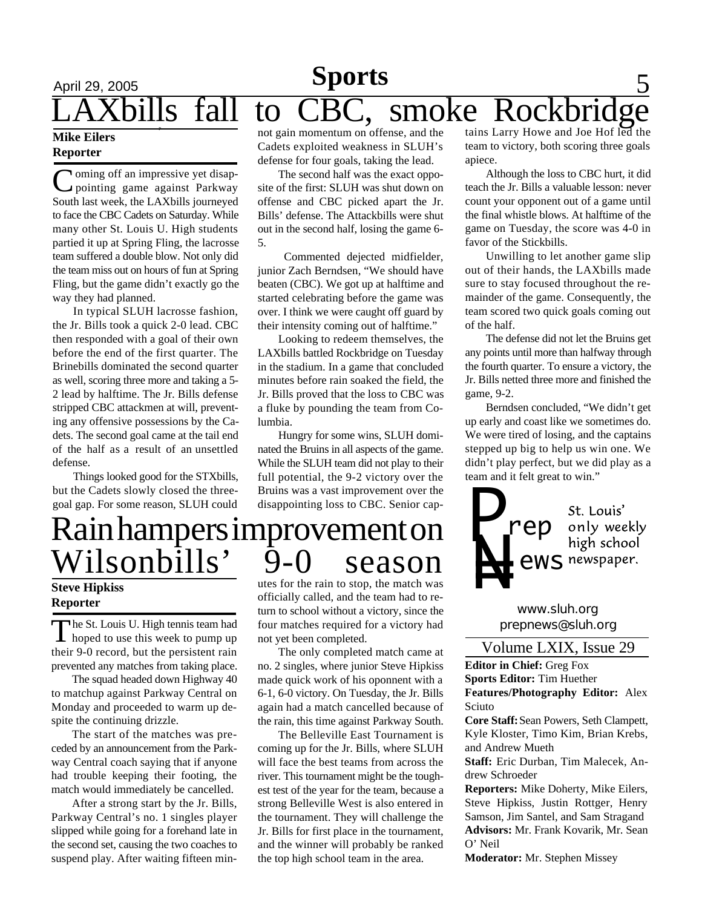# Sports

# LAXbills fall to CBC, smoke Rockbridge

**Mike Eilers**
**Reporter**

Coming off an impressive yet disappointing game against Parkway South last week, the LAXbills journeyed to face the CBC Cadets on Saturday. While many other St. Louis U. High students partied it up at Spring Fling, the lacrosse team suffered a double blow. Not only did the team miss out on hours of fun at Spring Fling, but the game didn't exactly go the way they had planned.

In typical SLUH lacrosse fashion, the Jr. Bills took a quick 2-0 lead. CBC then responded with a goal of their own before the end of the first quarter. The Brinebills dominated the second quarter as well, scoring three more and taking a 5-2 lead by halftime. The Jr. Bills defense stripped CBC attackmen at will, preventing any offensive possessions by the Cadets. The second goal came at the tail end of the half as a result of an unsettled defense.

Things looked good for the STXbills, but the Cadets slowly closed the three-goal gap. For some reason, SLUH could not gain momentum on offense, and the Cadets exploited weakness in SLUH's defense for four goals, taking the lead.

The second half was the exact opposite of the first: SLUH was shut down on offense and CBC picked apart the Jr. Bills' defense. The Attackbills were shut out in the second half, losing the game 6-5.

Commented dejected midfielder, junior Zach Berndsen, "We should have beaten (CBC). We got up at halftime and started celebrating before the game was over. I think we were caught off guard by their intensity coming out of halftime."

Looking to redeem themselves, the LAXbills battled Rockbridge on Tuesday in the stadium. In a game that concluded minutes before rain soaked the field, the Jr. Bills proved that the loss to CBC was a fluke by pounding the team from Columbia.

Hungry for some wins, SLUH dominated the Bruins in all aspects of the game. While the SLUH team did not play to their full potential, the 9-2 victory over the Bruins was a vast improvement over the disappointing loss to CBC. Senior captains Larry Howe and Joe Hof led the team to victory, both scoring three goals apiece.

Although the loss to CBC hurt, it did teach the Jr. Bills a valuable lesson: never count your opponent out of a game until the final whistle blows. At halftime of the game on Tuesday, the score was 4-0 in favor of the Stickbills.

Unwilling to let another game slip out of their hands, the LAXbills made sure to stay focused throughout the remainder of the game. Consequently, the team scored two quick goals coming out of the half.

The defense did not let the Bruins get any points until more than halfway through the fourth quarter. To ensure a victory, the Jr. Bills netted three more and finished the game, 9-2.

Berndsen concluded, "We didn't get up early and coast like we sometimes do. We were tired of losing, and the captains stepped up big to help us win one. We didn't play perfect, but we did play as a team and it felt great to win."

# Rain hampers improvement on Wilsonbills' 9-0 season

**Steve Hipkiss**
**Reporter**

The St. Louis U. High tennis team had hoped to use this week to pump up their 9-0 record, but the persistent rain prevented any matches from taking place.

The squad headed down Highway 40 to matchup against Parkway Central on Monday and proceeded to warm up despite the continuing drizzle.

The start of the matches was preceded by an announcement from the Parkway Central coach saying that if anyone had trouble keeping their footing, the match would immediately be cancelled.

After a strong start by the Jr. Bills, Parkway Central's no. 1 singles player slipped while going for a forehand late in the second set, causing the two coaches to suspend play. After waiting fifteen minutes for the rain to stop, the match was officially called, and the team had to return to school without a victory, since the four matches required for a victory had not yet been completed.

The only completed match came at no. 2 singles, where junior Steve Hipkiss made quick work of his oponnent with a 6-1, 6-0 victory. On Tuesday, the Jr. Bills again had a match cancelled because of the rain, this time against Parkway South.

The Belleville East Tournament is coming up for the Jr. Bills, where SLUH will face the best teams from across the river. This tournament might be the toughest test of the year for the team, because a strong Belleville West is also entered in the tournament. They will challenge the Jr. Bills for first place in the tournament, and the winner will probably be ranked the top high school team in the area.

---

**Prep News**
St. Louis' only weekly high school newspaper.

www.sluh.org
prepnews@sluh.org

Volume LXIX, Issue 29

**Editor in Chief:** Greg Fox
**Sports Editor:** Tim Huether
**Features/Photography Editor:** Alex Sciuto
**Core Staff:** Sean Powers, Seth Clampett, Kyle Kloster, Timo Kim, Brian Krebs, and Andrew Mueth
**Staff:** Eric Durban, Tim Malecek, Andrew Schroeder
**Reporters:** Mike Doherty, Mike Eilers, Steve Hipkiss, Justin Rottger, Henry Samson, Jim Santel, and Sam Stragand
**Advisors:** Mr. Frank Kovarik, Mr. Sean O' Neil
**Moderator:** Mr. Stephen Missey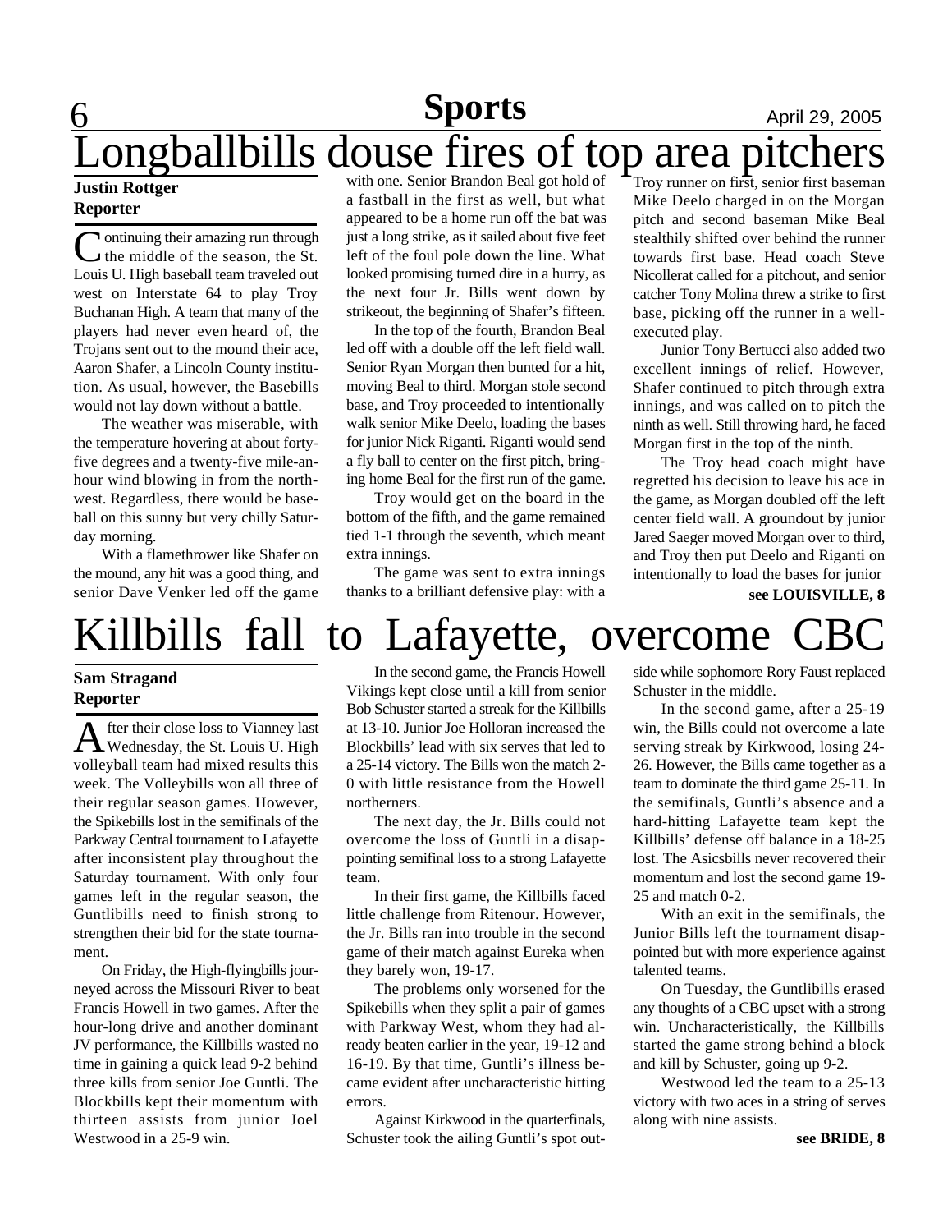# Longballbills douse fires of top area pitchers

**Justin Rottger**
**Reporter**

Continuing their amazing run through the middle of the season, the St. Louis U. High baseball team traveled out west on Interstate 64 to play Troy Buchanan High. A team that many of the players had never even heard of, the Trojans sent out to the mound their ace, Aaron Shafer, a Lincoln County institution. As usual, however, the Basebills would not lay down without a battle.

The weather was miserable, with the temperature hovering at about forty-five degrees and a twenty-five mile-an-hour wind blowing in from the northwest. Regardless, there would be baseball on this sunny but very chilly Saturday morning.

With a flamethrower like Shafer on the mound, any hit was a good thing, and senior Dave Venker led off the game with one. Senior Brandon Beal got hold of a fastball in the first as well, but what appeared to be a home run off the bat was just a long strike, as it sailed about five feet left of the foul pole down the line. What looked promising turned dire in a hurry, as the next four Jr. Bills went down by strikeout, the beginning of Shafer's fifteen.

In the top of the fourth, Brandon Beal led off with a double off the left field wall. Senior Ryan Morgan then bunted for a hit, moving Beal to third. Morgan stole second base, and Troy proceeded to intentionally walk senior Mike Deelo, loading the bases for junior Nick Riganti. Riganti would send a fly ball to center on the first pitch, bringing home Beal for the first run of the game.

Troy would get on the board in the bottom of the fifth, and the game remained tied 1-1 through the seventh, which meant extra innings.

The game was sent to extra innings thanks to a brilliant defensive play: with a Troy runner on first, senior first baseman Mike Deelo charged in on the Morgan pitch and second baseman Mike Beal stealthily shifted over behind the runner towards first base. Head coach Steve Nicollerat called for a pitchout, and senior catcher Tony Molina threw a strike to first base, picking off the runner in a well-executed play.

Junior Tony Bertucci also added two excellent innings of relief. However, Shafer continued to pitch through extra innings, and was called on to pitch the ninth as well. Still throwing hard, he faced Morgan first in the top of the ninth.

The Troy head coach might have regretted his decision to leave his ace in the game, as Morgan doubled off the left center field wall. A groundout by junior Jared Saeger moved Morgan over to third, and Troy then put Deelo and Riganti on intentionally to load the bases for junior

**see LOUISVILLE, 8**

# Killbills fall to Lafayette, overcome CBC

**Sam Stragand**
**Reporter**

After their close loss to Vianney last Wednesday, the St. Louis U. High volleyball team had mixed results this week. The Volleybills won all three of their regular season games. However, the Spikebills lost in the semifinals of the Parkway Central tournament to Lafayette after inconsistent play throughout the Saturday tournament. With only four games left in the regular season, the Guntlibills need to finish strong to strengthen their bid for the state tournament.

On Friday, the High-flyingbills journeyed across the Missouri River to beat Francis Howell in two games. After the hour-long drive and another dominant JV performance, the Killbills wasted no time in gaining a quick lead 9-2 behind three kills from senior Joe Guntli. The Blockbills kept their momentum with thirteen assists from junior Joel Westwood in a 25-9 win.

In the second game, the Francis Howell Vikings kept close until a kill from senior Bob Schuster started a streak for the Killbills at 13-10. Junior Joe Holloran increased the Blockbills' lead with six serves that led to a 25-14 victory. The Bills won the match 2-0 with little resistance from the Howell northerners.

The next day, the Jr. Bills could not overcome the loss of Guntli in a disappointing semifinal loss to a strong Lafayette team.

In their first game, the Killbills faced little challenge from Ritenour. However, the Jr. Bills ran into trouble in the second game of their match against Eureka when they barely won, 19-17.

The problems only worsened for the Spikebills when they split a pair of games with Parkway West, whom they had already beaten earlier in the year, 19-12 and 16-19. By that time, Guntli's illness became evident after uncharacteristic hitting errors.

Against Kirkwood in the quarterfinals, Schuster took the ailing Guntli's spot outside while sophomore Rory Faust replaced Schuster in the middle.

In the second game, after a 25-19 win, the Bills could not overcome a late serving streak by Kirkwood, losing 24-26. However, the Bills came together as a team to dominate the third game 25-11. In the semifinals, Guntli's absence and a hard-hitting Lafayette team kept the Killbills' defense off balance in a 18-25 lost. The Asicsbills never recovered their momentum and lost the second game 19-25 and match 0-2.

With an exit in the semifinals, the Junior Bills left the tournament disappointed but with more experience against talented teams.

On Tuesday, the Guntlibills erased any thoughts of a CBC upset with a strong win. Uncharacteristically, the Killbills started the game strong behind a block and kill by Schuster, going up 9-2.

Westwood led the team to a 25-13 victory with two aces in a string of serves along with nine assists.

**see BRIDE, 8**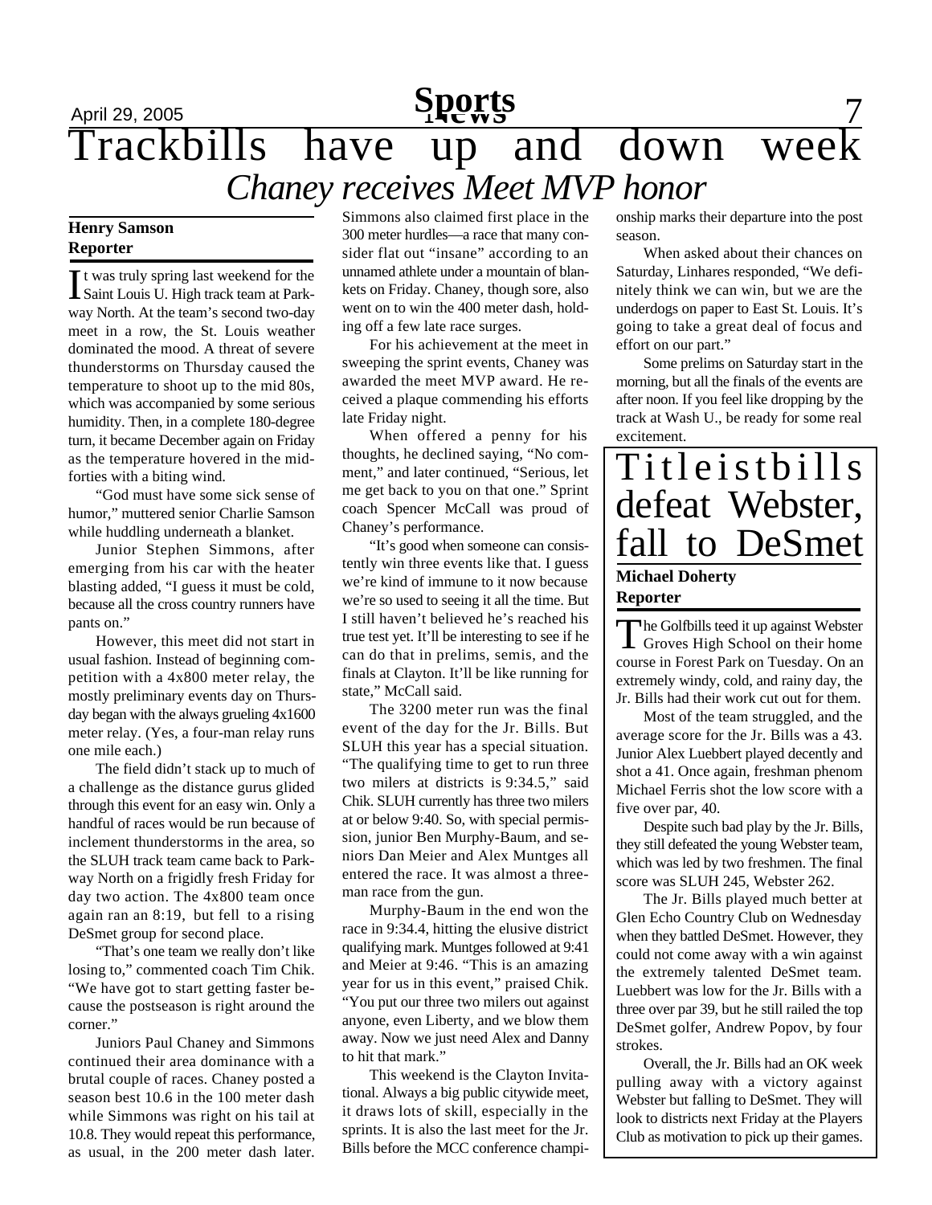# Trackbills have up and down week

## *Chaney receives Meet MVP honor*

**Henry Samson**
**Reporter**

It was truly spring last weekend for the Saint Louis U. High track team at Parkway North. At the team's second two-day meet in a row, the St. Louis weather dominated the mood. A threat of severe thunderstorms on Thursday caused the temperature to shoot up to the mid 80s, which was accompanied by some serious humidity. Then, in a complete 180-degree turn, it became December again on Friday as the temperature hovered in the mid-forties with a biting wind.

"God must have some sick sense of humor," muttered senior Charlie Samson while huddling underneath a blanket.

Junior Stephen Simmons, after emerging from his car with the heater blasting added, "I guess it must be cold, because all the cross country runners have pants on."

However, this meet did not start in usual fashion. Instead of beginning competition with a 4x800 meter relay, the mostly preliminary events day on Thursday began with the always grueling 4x1600 meter relay. (Yes, a four-man relay runs one mile each.)

The field didn't stack up to much of a challenge as the distance gurus glided through this event for an easy win. Only a handful of races would be run because of inclement thunderstorms in the area, so the SLUH track team came back to Parkway North on a frigidly fresh Friday for day two action. The 4x800 team once again ran an 8:19, but fell to a rising DeSmet group for second place.

"That's one team we really don't like losing to," commented coach Tim Chik. "We have got to start getting faster because the postseason is right around the corner."

Juniors Paul Chaney and Simmons continued their area dominance with a brutal couple of races. Chaney posted a season best 10.6 in the 100 meter dash while Simmons was right on his tail at 10.8. They would repeat this performance, as usual, in the 200 meter dash later. Simmons also claimed first place in the 300 meter hurdles—a race that many consider flat out "insane" according to an unnamed athlete under a mountain of blankets on Friday. Chaney, though sore, also went on to win the 400 meter dash, holding off a few late race surges.

For his achievement at the meet in sweeping the sprint events, Chaney was awarded the meet MVP award. He received a plaque commending his efforts late Friday night.

When offered a penny for his thoughts, he declined saying, "No comment," and later continued, "Serious, let me get back to you on that one." Sprint coach Spencer McCall was proud of Chaney's performance.

"It's good when someone can consistently win three events like that. I guess we're kind of immune to it now because we're so used to seeing it all the time. But I still haven't believed he's reached his true test yet. It'll be interesting to see if he can do that in prelims, semis, and the finals at Clayton. It'll be like running for state," McCall said.

The 3200 meter run was the final event of the day for the Jr. Bills. But SLUH this year has a special situation. "The qualifying time to get to run three two milers at districts is 9:34.5," said Chik. SLUH currently has three two milers at or below 9:40. So, with special permission, junior Ben Murphy-Baum, and seniors Dan Meier and Alex Muntges all entered the race. It was almost a three-man race from the gun.

Murphy-Baum in the end won the race in 9:34.4, hitting the elusive district qualifying mark. Muntges followed at 9:41 and Meier at 9:46. "This is an amazing year for us in this event," praised Chik. "You put our three two milers out against anyone, even Liberty, and we blow them away. Now we just need Alex and Danny to hit that mark."

This weekend is the Clayton Invitational. Always a big public citywide meet, it draws lots of skill, especially in the sprints. It is also the last meet for the Jr. Bills before the MCC conference championship marks their departure into the post season.

When asked about their chances on Saturday, Linhares responded, "We definitely think we can win, but we are the underdogs on paper to East St. Louis. It's going to take a great deal of focus and effort on our part."

Some prelims on Saturday start in the morning, but all the finals of the events are after noon. If you feel like dropping by the track at Wash U., be ready for some real excitement.

# Titleistbills defeat Webster, fall to DeSmet

**Michael Doherty**
**Reporter**

The Golfbills teed it up against Webster Groves High School on their home course in Forest Park on Tuesday. On an extremely windy, cold, and rainy day, the Jr. Bills had their work cut out for them.

Most of the team struggled, and the average score for the Jr. Bills was a 43. Junior Alex Luebbert played decently and shot a 41. Once again, freshman phenom Michael Ferris shot the low score with a five over par, 40.

Despite such bad play by the Jr. Bills, they still defeated the young Webster team, which was led by two freshmen. The final score was SLUH 245, Webster 262.

The Jr. Bills played much better at Glen Echo Country Club on Wednesday when they battled DeSmet. However, they could not come away with a win against the extremely talented DeSmet team. Luebbert was low for the Jr. Bills with a three over par 39, but he still railed the top DeSmet golfer, Andrew Popov, by four strokes.

Overall, the Jr. Bills had an OK week pulling away with a victory against Webster but falling to DeSmet. They will look to districts next Friday at the Players Club as motivation to pick up their games.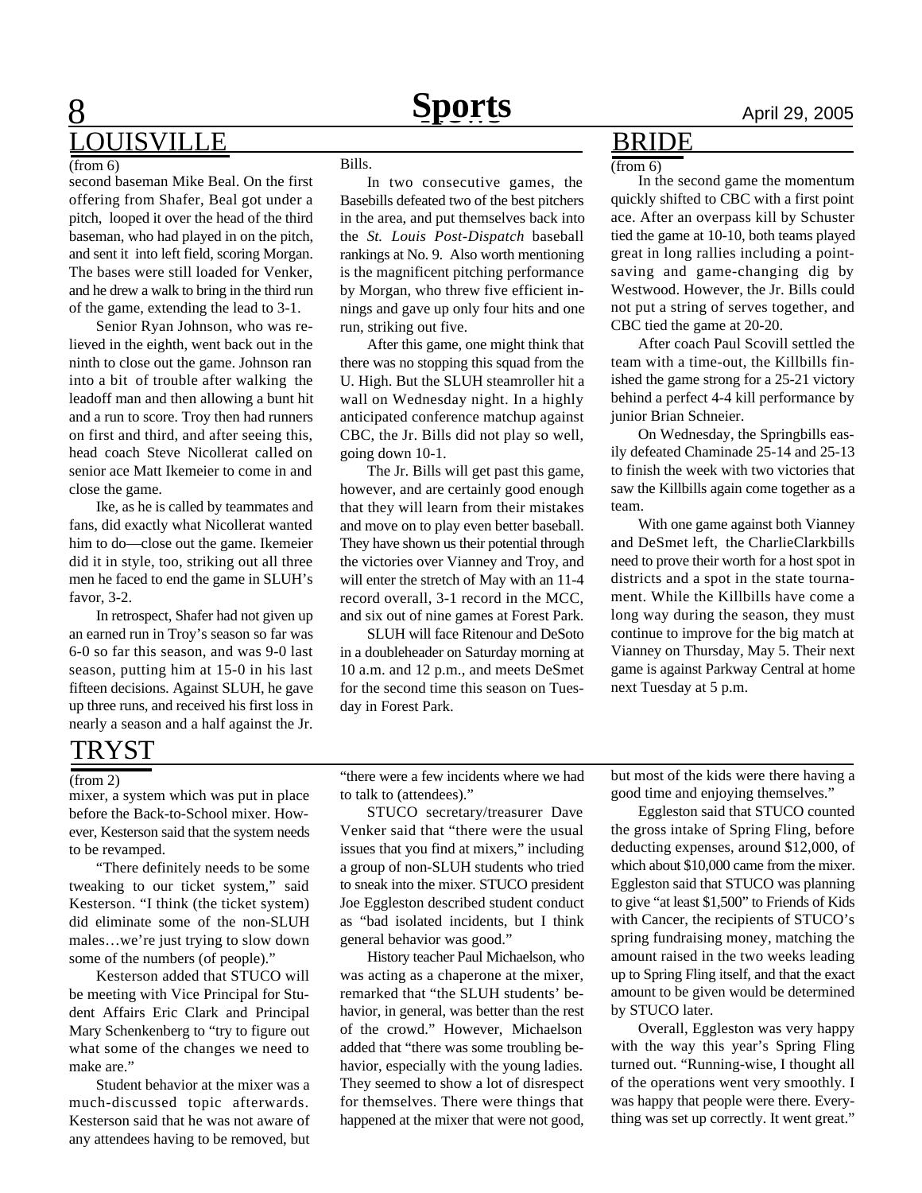## LOUISVILLE

(from 6)

second baseman Mike Beal. On the first offering from Shafer, Beal got under a pitch, looped it over the head of the third baseman, who had played in on the pitch, and sent it into left field, scoring Morgan. The bases were still loaded for Venker, and he drew a walk to bring in the third run of the game, extending the lead to 3-1.

Senior Ryan Johnson, who was relieved in the eighth, went back out in the ninth to close out the game. Johnson ran into a bit of trouble after walking the leadoff man and then allowing a bunt hit and a run to score. Troy then had runners on first and third, and after seeing this, head coach Steve Nicollerat called on senior ace Matt Ikemeier to come in and close the game.

Ike, as he is called by teammates and fans, did exactly what Nicollerat wanted him to do—close out the game. Ikemeier did it in style, too, striking out all three men he faced to end the game in SLUH's favor, 3-2.

In retrospect, Shafer had not given up an earned run in Troy's season so far was 6-0 so far this season, and was 9-0 last season, putting him at 15-0 in his last fifteen decisions. Against SLUH, he gave up three runs, and received his first loss in nearly a season and a half against the Jr. Bills.

In two consecutive games, the Basebills defeated two of the best pitchers in the area, and put themselves back into the *St. Louis Post-Dispatch* baseball rankings at No. 9. Also worth mentioning is the magnificent pitching performance by Morgan, who threw five efficient innings and gave up only four hits and one run, striking out five.

After this game, one might think that there was no stopping this squad from the U. High. But the SLUH steamroller hit a wall on Wednesday night. In a highly anticipated conference matchup against CBC, the Jr. Bills did not play so well, going down 10-1.

The Jr. Bills will get past this game, however, and are certainly good enough that they will learn from their mistakes and move on to play even better baseball. They have shown us their potential through the victories over Vianney and Troy, and will enter the stretch of May with an 11-4 record overall, 3-1 record in the MCC, and six out of nine games at Forest Park.

SLUH will face Ritenour and DeSoto in a doubleheader on Saturday morning at 10 a.m. and 12 p.m., and meets DeSmet for the second time this season on Tuesday in Forest Park.

## BRIDE

(from 6)

In the second game the momentum quickly shifted to CBC with a first point ace. After an overpass kill by Schuster tied the game at 10-10, both teams played great in long rallies including a point-saving and game-changing dig by Westwood. However, the Jr. Bills could not put a string of serves together, and CBC tied the game at 20-20.

After coach Paul Scovill settled the team with a time-out, the Killbills finished the game strong for a 25-21 victory behind a perfect 4-4 kill performance by junior Brian Schneier.

On Wednesday, the Springbills easily defeated Chaminade 25-14 and 25-13 to finish the week with two victories that saw the Killbills again come together as a team.

With one game against both Vianney and DeSmet left, the CharlieClarkbills need to prove their worth for a host spot in districts and a spot in the state tournament. While the Killbills have come a long way during the season, they must continue to improve for the big match at Vianney on Thursday, May 5. Their next game is against Parkway Central at home next Tuesday at 5 p.m.

## TRYST

(from 2)

mixer, a system which was put in place before the Back-to-School mixer. However, Kesterson said that the system needs to be revamped.

"There definitely needs to be some tweaking to our ticket system," said Kesterson. "I think (the ticket system) did eliminate some of the non-SLUH males…we're just trying to slow down some of the numbers (of people)."

Kesterson added that STUCO will be meeting with Vice Principal for Student Affairs Eric Clark and Principal Mary Schenkenberg to "try to figure out what some of the changes we need to make are."

Student behavior at the mixer was a much-discussed topic afterwards. Kesterson said that he was not aware of any attendees having to be removed, but "there were a few incidents where we had to talk to (attendees)."

STUCO secretary/treasurer Dave Venker said that "there were the usual issues that you find at mixers," including a group of non-SLUH students who tried to sneak into the mixer. STUCO president Joe Eggleston described student conduct as "bad isolated incidents, but I think general behavior was good."

History teacher Paul Michaelson, who was acting as a chaperone at the mixer, remarked that "the SLUH students' behavior, in general, was better than the rest of the crowd." However, Michaelson added that "there was some troubling behavior, especially with the young ladies. They seemed to show a lot of disrespect for themselves. There were things that happened at the mixer that were not good, but most of the kids were there having a good time and enjoying themselves."

Eggleston said that STUCO counted the gross intake of Spring Fling, before deducting expenses, around $12,000, of which about $10,000 came from the mixer. Eggleston said that STUCO was planning to give "at least $1,500" to Friends of Kids with Cancer, the recipients of STUCO's spring fundraising money, matching the amount raised in the two weeks leading up to Spring Fling itself, and that the exact amount to be given would be determined by STUCO later.

Overall, Eggleston was very happy with the way this year's Spring Fling turned out. "Running-wise, I thought all of the operations went very smoothly. I was happy that people were there. Everything was set up correctly. It went great."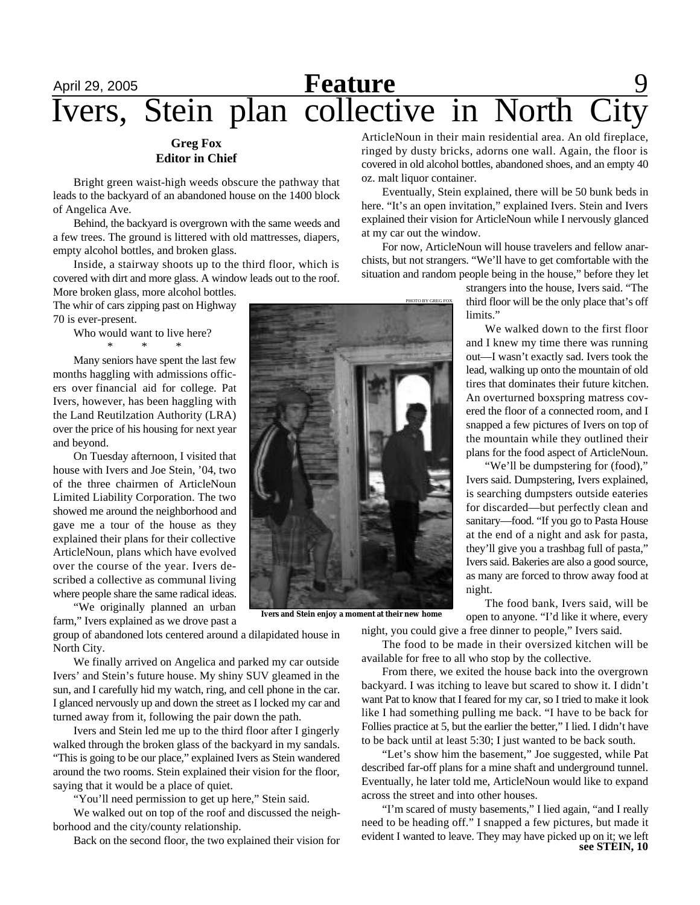# Ivers, Stein plan collective in North City

**Greg Fox**
**Editor in Chief**

Bright green waist-high weeds obscure the pathway that leads to the backyard of an abandoned house on the 1400 block of Angelica Ave.

Behind, the backyard is overgrown with the same weeds and a few trees. The ground is littered with old mattresses, diapers, empty alcohol bottles, and broken glass.

Inside, a stairway shoots up to the third floor, which is covered with dirt and more glass. A window leads out to the roof. More broken glass, more alcohol bottles. The whir of cars zipping past on Highway 70 is ever-present.

Who would want to live here?

\* \* \*

Many seniors have spent the last few months haggling with admissions officers over financial aid for college. Pat Ivers, however, has been haggling with the Land Reutilzation Authority (LRA) over the price of his housing for next year and beyond.

On Tuesday afternoon, I visited that house with Ivers and Joe Stein, '04, two of the three chairmen of ArticleNoun Limited Liability Corporation. The two showed me around the neighborhood and gave me a tour of the house as they explained their plans for their collective ArticleNoun, plans which have evolved over the course of the year. Ivers described a collective as communal living where people share the same radical ideas.

"We originally planned an urban farm," Ivers explained as we drove past a group of abandoned lots centered around a dilapidated house in North City.

We finally arrived on Angelica and parked my car outside Ivers' and Stein's future house. My shiny SUV gleamed in the sun, and I carefully hid my watch, ring, and cell phone in the car. I glanced nervously up and down the street as I locked my car and turned away from it, following the pair down the path.

Ivers and Stein led me up to the third floor after I gingerly walked through the broken glass of the backyard in my sandals. "This is going to be our place," explained Ivers as Stein wandered around the two rooms. Stein explained their vision for the floor, saying that it would be a place of quiet.

"You'll need permission to get up here," Stein said.

We walked out on top of the roof and discussed the neighborhood and the city/county relationship.

Back on the second floor, the two explained their vision for ArticleNoun in their main residential area. An old fireplace, ringed by dusty bricks, adorns one wall. Again, the floor is covered in old alcohol bottles, abandoned shoes, and an empty 40 oz. malt liquor container.

Eventually, Stein explained, there will be 50 bunk beds in here. "It's an open invitation," explained Ivers. Stein and Ivers explained their vision for ArticleNoun while I nervously glanced at my car out the window.

For now, ArticleNoun will house travelers and fellow anarchists, but not strangers. "We'll have to get comfortable with the situation and random people being in the house," before they let strangers into the house, Ivers said. "The third floor will be the only place that's off limits."

PHOTO BY GREG FOX

Ivers and Stein enjoy a moment at their new home

We walked down to the first floor and I knew my time there was running out—I wasn't exactly sad. Ivers took the lead, walking up onto the mountain of old tires that dominates their future kitchen. An overturned boxspring matress covered the floor of a connected room, and I snapped a few pictures of Ivers on top of the mountain while they outlined their plans for the food aspect of ArticleNoun.

"We'll be dumpstering for (food)," Ivers said. Dumpstering, Ivers explained, is searching dumpsters outside eateries for discarded—but perfectly clean and sanitary—food. "If you go to Pasta House at the end of a night and ask for pasta, they'll give you a trashbag full of pasta," Ivers said. Bakeries are also a good source, as many are forced to throw away food at night.

The food bank, Ivers said, will be open to anyone. "I'd like it where, every night, you could give a free dinner to people," Ivers said.

The food to be made in their oversized kitchen will be available for free to all who stop by the collective.

From there, we exited the house back into the overgrown backyard. I was itching to leave but scared to show it. I didn't want Pat to know that I feared for my car, so I tried to make it look like I had something pulling me back. "I have to be back for Follies practice at 5, but the earlier the better," I lied. I didn't have to be back until at least 5:30; I just wanted to be back south.

"Let's show him the basement," Joe suggested, while Pat described far-off plans for a mine shaft and underground tunnel. Eventually, he later told me, ArticleNoun would like to expand across the street and into other houses.

"I'm scared of musty basements," I lied again, "and I really need to be heading off." I snapped a few pictures, but made it evident I wanted to leave. They may have picked up on it; we left

**see STEIN, 10**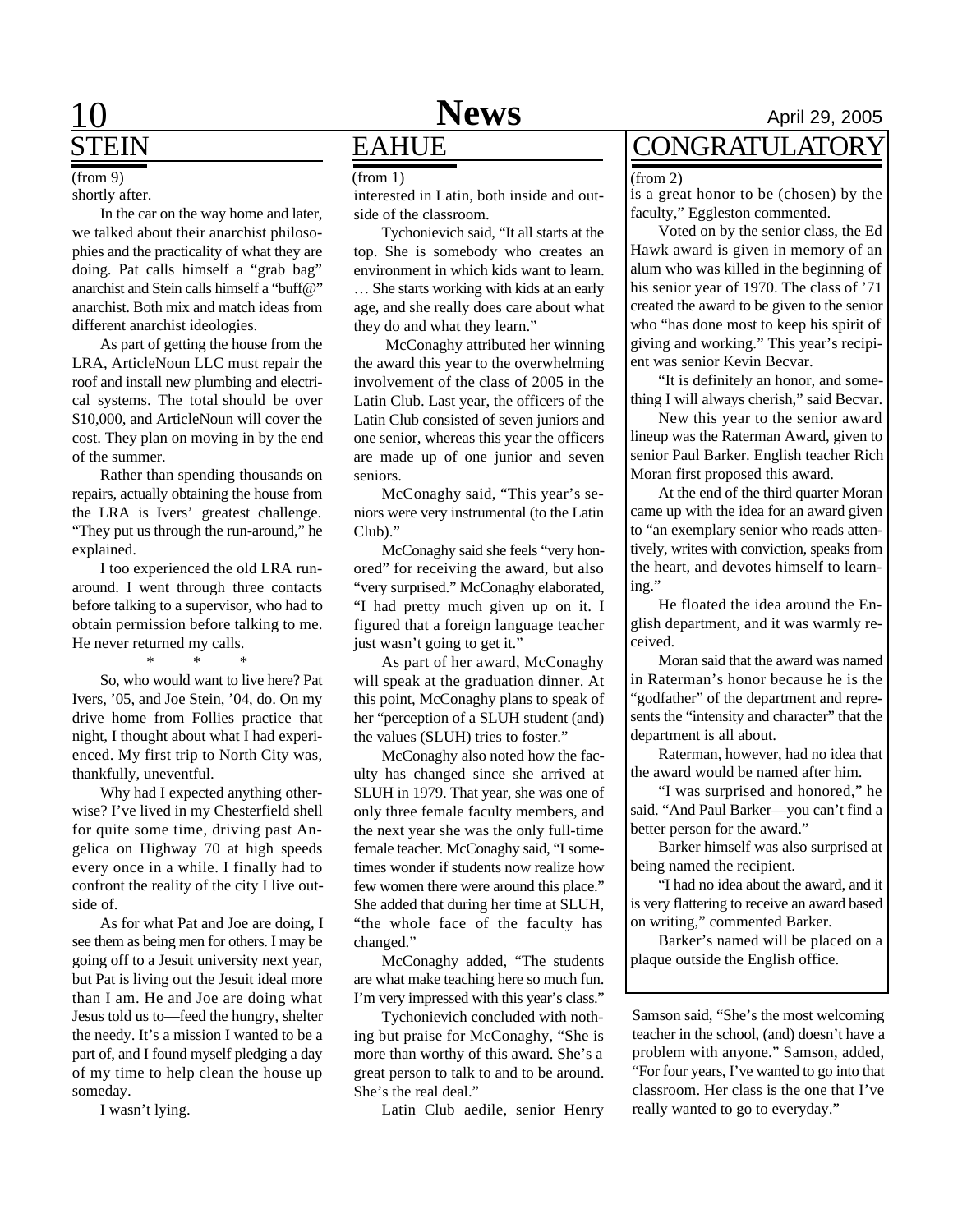## STEIN

(from 9)

shortly after.

In the car on the way home and later, we talked about their anarchist philosophies and the practicality of what they are doing. Pat calls himself a "grab bag" anarchist and Stein calls himself a "buff@" anarchist. Both mix and match ideas from different anarchist ideologies.

As part of getting the house from the LRA, ArticleNoun LLC must repair the roof and install new plumbing and electrical systems. The total should be over $10,000, and ArticleNoun will cover the cost. They plan on moving in by the end of the summer.

Rather than spending thousands on repairs, actually obtaining the house from the LRA is Ivers' greatest challenge. "They put us through the run-around," he explained.

I too experienced the old LRA run-around. I went through three contacts before talking to a supervisor, who had to obtain permission before talking to me. He never returned my calls.

\* \* \*

So, who would want to live here? Pat Ivers, '05, and Joe Stein, '04, do. On my drive home from Follies practice that night, I thought about what I had experienced. My first trip to North City was, thankfully, uneventful.

Why had I expected anything otherwise? I've lived in my Chesterfield shell for quite some time, driving past Angelica on Highway 70 at high speeds every once in a while. I finally had to confront the reality of the city I live outside of.

As for what Pat and Joe are doing, I see them as being men for others. I may be going off to a Jesuit university next year, but Pat is living out the Jesuit ideal more than I am. He and Joe are doing what Jesus told us to—feed the hungry, shelter the needy. It's a mission I wanted to be a part of, and I found myself pledging a day of my time to help clean the house up someday.

I wasn't lying.

## EAHUE

(from 1)

interested in Latin, both inside and outside of the classroom.

Tychonievich said, "It all starts at the top. She is somebody who creates an environment in which kids want to learn. … She starts working with kids at an early age, and she really does care about what they do and what they learn."

McConaghy attributed her winning the award this year to the overwhelming involvement of the class of 2005 in the Latin Club. Last year, the officers of the Latin Club consisted of seven juniors and one senior, whereas this year the officers are made up of one junior and seven seniors.

McConaghy said, "This year's seniors were very instrumental (to the Latin Club)."

McConaghy said she feels "very honored" for receiving the award, but also "very surprised." McConaghy elaborated, "I had pretty much given up on it. I figured that a foreign language teacher just wasn't going to get it."

As part of her award, McConaghy will speak at the graduation dinner. At this point, McConaghy plans to speak of her "perception of a SLUH student (and) the values (SLUH) tries to foster."

McConaghy also noted how the faculty has changed since she arrived at SLUH in 1979. That year, she was one of only three female faculty members, and the next year she was the only full-time female teacher. McConaghy said, "I sometimes wonder if students now realize how few women there were around this place." She added that during her time at SLUH, "the whole face of the faculty has changed."

McConaghy added, "The students are what make teaching here so much fun. I'm very impressed with this year's class."

Tychonievich concluded with nothing but praise for McConaghy, "She is more than worthy of this award. She's a great person to talk to and to be around. She's the real deal."

Latin Club aedile, senior Henry Samson said, "She's the most welcoming teacher in the school, (and) doesn't have a problem with anyone." Samson, added, "For four years, I've wanted to go into that classroom. Her class is the one that I've really wanted to go to everyday."

## CONGRATULATORY

(from 2)

is a great honor to be (chosen) by the faculty," Eggleston commented.

Voted on by the senior class, the Ed Hawk award is given in memory of an alum who was killed in the beginning of his senior year of 1970. The class of '71 created the award to be given to the senior who "has done most to keep his spirit of giving and working." This year's recipient was senior Kevin Becvar.

"It is definitely an honor, and something I will always cherish," said Becvar.

New this year to the senior award lineup was the Raterman Award, given to senior Paul Barker. English teacher Rich Moran first proposed this award.

At the end of the third quarter Moran came up with the idea for an award given to "an exemplary senior who reads attentively, writes with conviction, speaks from the heart, and devotes himself to learning."

He floated the idea around the English department, and it was warmly received.

Moran said that the award was named in Raterman's honor because he is the "godfather" of the department and represents the "intensity and character" that the department is all about.

Raterman, however, had no idea that the award would be named after him.

"I was surprised and honored," he said. "And Paul Barker—you can't find a better person for the award."

Barker himself was also surprised at being named the recipient.

"I had no idea about the award, and it is very flattering to receive an award based on writing," commented Barker.

Barker's named will be placed on a plaque outside the English office.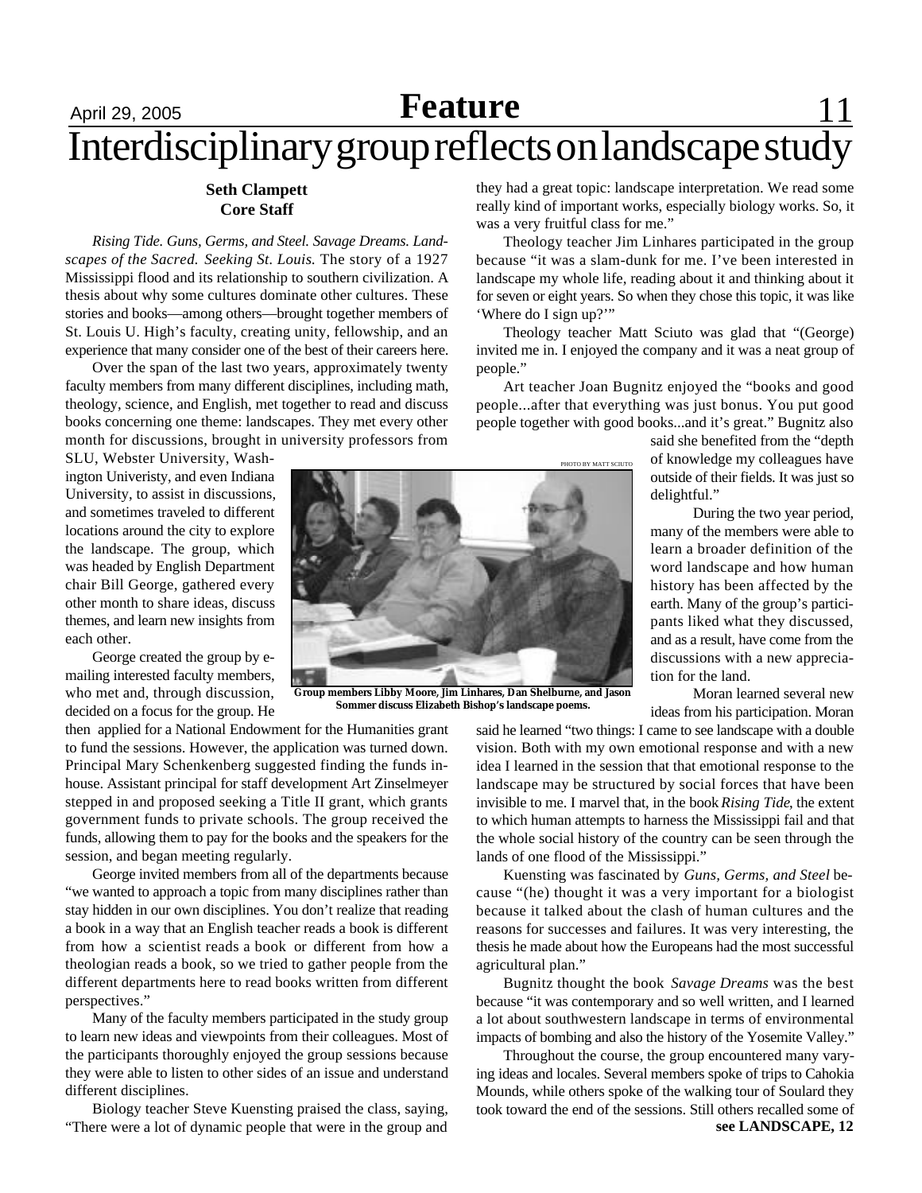# Interdisciplinary group reflects on landscape study

**Seth Clampett**
**Core Staff**

*Rising Tide. Guns, Germs, and Steel. Savage Dreams. Landscapes of the Sacred. Seeking St. Louis.* The story of a 1927 Mississippi flood and its relationship to southern civilization. A thesis about why some cultures dominate other cultures. These stories and books—among others—brought together members of St. Louis U. High's faculty, creating unity, fellowship, and an experience that many consider one of the best of their careers here.

Over the span of the last two years, approximately twenty faculty members from many different disciplines, including math, theology, science, and English, met together to read and discuss books concerning one theme: landscapes. They met every other month for discussions, brought in university professors from SLU, Webster University, Washington Univeristy, and even Indiana University, to assist in discussions, and sometimes traveled to different locations around the city to explore the landscape. The group, which was headed by English Department chair Bill George, gathered every other month to share ideas, discuss themes, and learn new insights from each other.

George created the group by e-mailing interested faculty members, who met and, through discussion, decided on a focus for the group. He then applied for a National Endowment for the Humanities grant to fund the sessions. However, the application was turned down. Principal Mary Schenkenberg suggested finding the funds in-house. Assistant principal for staff development Art Zinselmeyer stepped in and proposed seeking a Title II grant, which grants government funds to private schools. The group received the funds, allowing them to pay for the books and the speakers for the session, and began meeting regularly.

PHOTO BY MATT SCIUTO

**Group members Libby Moore, Jim Linhares, Dan Shelburne, and Jason Sommer discuss Elizabeth Bishop's landscape poems.**

George invited members from all of the departments because "we wanted to approach a topic from many disciplines rather than stay hidden in our own disciplines. You don't realize that reading a book in a way that an English teacher reads a book is different from how a scientist reads a book or different from how a theologian reads a book, so we tried to gather people from the different departments here to read books written from different perspectives."

Many of the faculty members participated in the study group to learn new ideas and viewpoints from their colleagues. Most of the participants thoroughly enjoyed the group sessions because they were able to listen to other sides of an issue and understand different disciplines.

Biology teacher Steve Kuensting praised the class, saying, "There were a lot of dynamic people that were in the group and they had a great topic: landscape interpretation. We read some really kind of important works, especially biology works. So, it was a very fruitful class for me."

Theology teacher Jim Linhares participated in the group because "it was a slam-dunk for me. I've been interested in landscape my whole life, reading about it and thinking about it for seven or eight years. So when they chose this topic, it was like 'Where do I sign up?'"

Theology teacher Matt Sciuto was glad that "(George) invited me in. I enjoyed the company and it was a neat group of people."

Art teacher Joan Bugnitz enjoyed the "books and good people...after that everything was just bonus. You put good people together with good books...and it's great." Bugnitz also said she benefited from the "depth of knowledge my colleagues have outside of their fields. It was just so delightful."

During the two year period, many of the members were able to learn a broader definition of the word landscape and how human history has been affected by the earth. Many of the group's participants liked what they discussed, and as a result, have come from the discussions with a new appreciation for the land.

Moran learned several new ideas from his participation. Moran said he learned "two things: I came to see landscape with a double vision. Both with my own emotional response and with a new idea I learned in the session that that emotional response to the landscape may be structured by social forces that have been invisible to me. I marvel that, in the book *Rising Tide*, the extent to which human attempts to harness the Mississippi fail and that the whole social history of the country can be seen through the lands of one flood of the Mississippi."

Kuensting was fascinated by *Guns, Germs, and Steel* because "(he) thought it was a very important for a biologist because it talked about the clash of human cultures and the reasons for successes and failures. It was very interesting, the thesis he made about how the Europeans had the most successful agricultural plan."

Bugnitz thought the book *Savage Dreams* was the best because "it was contemporary and so well written, and I learned a lot about southwestern landscape in terms of environmental impacts of bombing and also the history of the Yosemite Valley."

Throughout the course, the group encountered many varying ideas and locales. Several members spoke of trips to Cahokia Mounds, while others spoke of the walking tour of Soulard they took toward the end of the sessions. Still others recalled some of

**see LANDSCAPE, 12**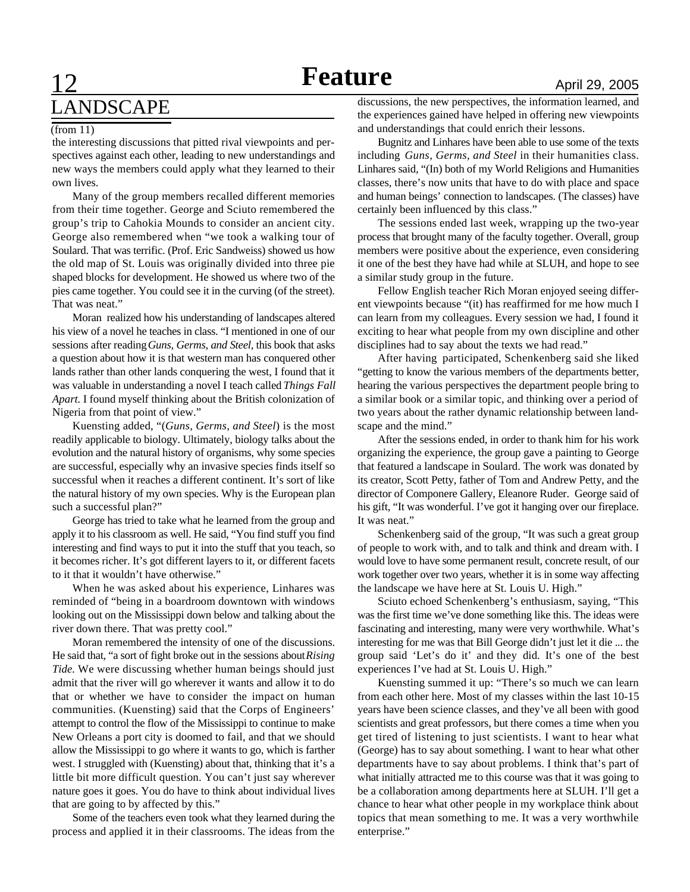# LANDSCAPE

(from 11)

the interesting discussions that pitted rival viewpoints and perspectives against each other, leading to new understandings and new ways the members could apply what they learned to their own lives.

Many of the group members recalled different memories from their time together. George and Sciuto remembered the group's trip to Cahokia Mounds to consider an ancient city. George also remembered when "we took a walking tour of Soulard. That was terrific. (Prof. Eric Sandweiss) showed us how the old map of St. Louis was originally divided into three pie shaped blocks for development. He showed us where two of the pies came together. You could see it in the curving (of the street). That was neat."

Moran realized how his understanding of landscapes altered his view of a novel he teaches in class. "I mentioned in one of our sessions after reading *Guns, Germs, and Steel*, this book that asks a question about how it is that western man has conquered other lands rather than other lands conquering the west, I found that it was valuable in understanding a novel I teach called *Things Fall Apart.* I found myself thinking about the British colonization of Nigeria from that point of view."

Kuensting added, "(*Guns, Germs, and Steel*) is the most readily applicable to biology. Ultimately, biology talks about the evolution and the natural history of organisms, why some species are successful, especially why an invasive species finds itself so successful when it reaches a different continent. It's sort of like the natural history of my own species. Why is the European plan such a successful plan?"

George has tried to take what he learned from the group and apply it to his classroom as well. He said, "You find stuff you find interesting and find ways to put it into the stuff that you teach, so it becomes richer. It's got different layers to it, or different facets to it that it wouldn't have otherwise."

When he was asked about his experience, Linhares was reminded of "being in a boardroom downtown with windows looking out on the Mississippi down below and talking about the river down there. That was pretty cool."

Moran remembered the intensity of one of the discussions. He said that, "a sort of fight broke out in the sessions about *Rising Tide.* We were discussing whether human beings should just admit that the river will go wherever it wants and allow it to do that or whether we have to consider the impact on human communities. (Kuensting) said that the Corps of Engineers' attempt to control the flow of the Mississippi to continue to make New Orleans a port city is doomed to fail, and that we should allow the Mississippi to go where it wants to go, which is farther west. I struggled with (Kuensting) about that, thinking that it's a little bit more difficult question. You can't just say wherever nature goes it goes. You do have to think about individual lives that are going to by affected by this."

Some of the teachers even took what they learned during the process and applied it in their classrooms. The ideas from the discussions, the new perspectives, the information learned, and the experiences gained have helped in offering new viewpoints and understandings that could enrich their lessons.

Bugnitz and Linhares have been able to use some of the texts including *Guns, Germs, and Steel* in their humanities class. Linhares said, "(In) both of my World Religions and Humanities classes, there's now units that have to do with place and space and human beings' connection to landscapes. (The classes) have certainly been influenced by this class."

The sessions ended last week, wrapping up the two-year process that brought many of the faculty together. Overall, group members were positive about the experience, even considering it one of the best they have had while at SLUH, and hope to see a similar study group in the future.

Fellow English teacher Rich Moran enjoyed seeing different viewpoints because "(it) has reaffirmed for me how much I can learn from my colleagues. Every session we had, I found it exciting to hear what people from my own discipline and other disciplines had to say about the texts we had read."

After having participated, Schenkenberg said she liked "getting to know the various members of the departments better, hearing the various perspectives the department people bring to a similar book or a similar topic, and thinking over a period of two years about the rather dynamic relationship between landscape and the mind."

After the sessions ended, in order to thank him for his work organizing the experience, the group gave a painting to George that featured a landscape in Soulard. The work was donated by its creator, Scott Petty, father of Tom and Andrew Petty, and the director of Componere Gallery, Eleanore Ruder. George said of his gift, "It was wonderful. I've got it hanging over our fireplace. It was neat."

Schenkenberg said of the group, "It was such a great group of people to work with, and to talk and think and dream with. I would love to have some permanent result, concrete result, of our work together over two years, whether it is in some way affecting the landscape we have here at St. Louis U. High."

Sciuto echoed Schenkenberg's enthusiasm, saying, "This was the first time we've done something like this. The ideas were fascinating and interesting, many were very worthwhile. What's interesting for me was that Bill George didn't just let it die ... the group said 'Let's do it' and they did. It's one of the best experiences I've had at St. Louis U. High."

Kuensting summed it up: "There's so much we can learn from each other here. Most of my classes within the last 10-15 years have been science classes, and they've all been with good scientists and great professors, but there comes a time when you get tired of listening to just scientists. I want to hear what (George) has to say about something. I want to hear what other departments have to say about problems. I think that's part of what initially attracted me to this course was that it was going to be a collaboration among departments here at SLUH. I'll get a chance to hear what other people in my workplace think about topics that mean something to me. It was a very worthwhile enterprise."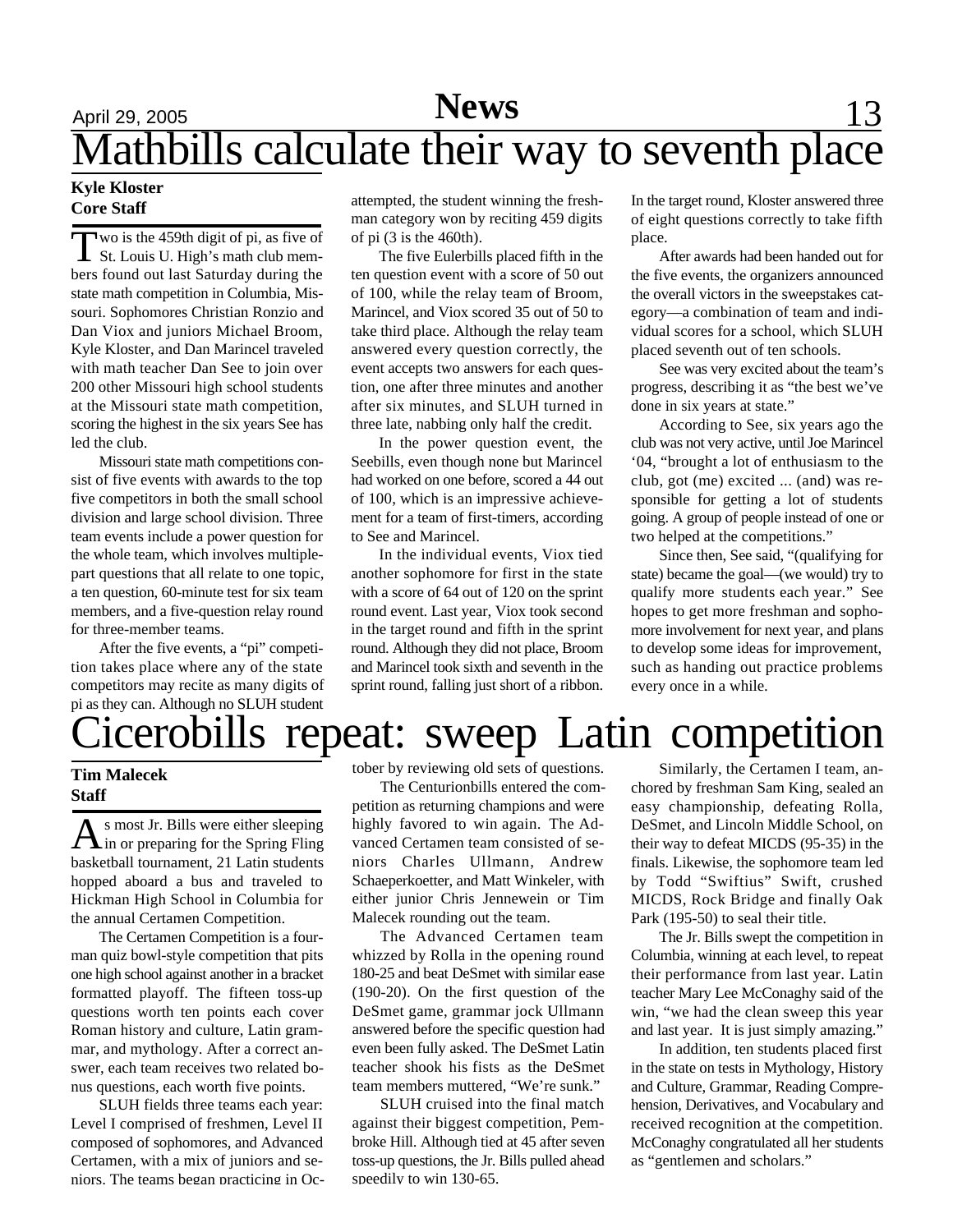# Mathbills calculate their way to seventh place

**Kyle Kloster**
**Core Staff**

Two is the 459th digit of pi, as five of St. Louis U. High's math club members found out last Saturday during the state math competition in Columbia, Missouri. Sophomores Christian Ronzio and Dan Viox and juniors Michael Broom, Kyle Kloster, and Dan Marincel traveled with math teacher Dan See to join over 200 other Missouri high school students at the Missouri state math competition, scoring the highest in the six years See has led the club.

Missouri state math competitions consist of five events with awards to the top five competitors in both the small school division and large school division. Three team events include a power question for the whole team, which involves multiple-part questions that all relate to one topic, a ten question, 60-minute test for six team members, and a five-question relay round for three-member teams.

After the five events, a "pi" competition takes place where any of the state competitors may recite as many digits of pi as they can. Although no SLUH student attempted, the student winning the freshman category won by reciting 459 digits of pi (3 is the 460th).

The five Eulerbills placed fifth in the ten question event with a score of 50 out of 100, while the relay team of Broom, Marincel, and Viox scored 35 out of 50 to take third place. Although the relay team answered every question correctly, the event accepts two answers for each question, one after three minutes and another after six minutes, and SLUH turned in three late, nabbing only half the credit.

In the power question event, the Seebills, even though none but Marincel had worked on one before, scored a 44 out of 100, which is an impressive achievement for a team of first-timers, according to See and Marincel.

In the individual events, Viox tied another sophomore for first in the state with a score of 64 out of 120 on the sprint round event. Last year, Viox took second in the target round and fifth in the sprint round. Although they did not place, Broom and Marincel took sixth and seventh in the sprint round, falling just short of a ribbon. In the target round, Kloster answered three of eight questions correctly to take fifth place.

After awards had been handed out for the five events, the organizers announced the overall victors in the sweepstakes category—a combination of team and individual scores for a school, which SLUH placed seventh out of ten schools.

See was very excited about the team's progress, describing it as "the best we've done in six years at state."

According to See, six years ago the club was not very active, until Joe Marincel '04, "brought a lot of enthusiasm to the club, got (me) excited ... (and) was responsible for getting a lot of students going. A group of people instead of one or two helped at the competitions."

Since then, See said, "(qualifying for state) became the goal—(we would) try to qualify more students each year." See hopes to get more freshman and sophomore involvement for next year, and plans to develop some ideas for improvement, such as handing out practice problems every once in a while.

# Cicerobills repeat: sweep Latin competition

**Tim Malecek**
**Staff**

As most Jr. Bills were either sleeping in or preparing for the Spring Fling basketball tournament, 21 Latin students hopped aboard a bus and traveled to Hickman High School in Columbia for the annual Certamen Competition.

The Certamen Competition is a four-man quiz bowl-style competition that pits one high school against another in a bracket formatted playoff. The fifteen toss-up questions worth ten points each cover Roman history and culture, Latin grammar, and mythology. After a correct answer, each team receives two related bonus questions, each worth five points.

SLUH fields three teams each year: Level I comprised of freshmen, Level II composed of sophomores, and Advanced Certamen, with a mix of juniors and seniors. The teams began practicing in October by reviewing old sets of questions.

The Centurionbills entered the competition as returning champions and were highly favored to win again. The Advanced Certamen team consisted of seniors Charles Ullmann, Andrew Schaeperkoetter, and Matt Winkeler, with either junior Chris Jennewein or Tim Malecek rounding out the team.

The Advanced Certamen team whizzed by Rolla in the opening round 180-25 and beat DeSmet with similar ease (190-20). On the first question of the DeSmet game, grammar jock Ullmann answered before the specific question had even been fully asked. The DeSmet Latin teacher shook his fists as the DeSmet team members muttered, "We're sunk."

SLUH cruised into the final match against their biggest competition, Pembroke Hill. Although tied at 45 after seven toss-up questions, the Jr. Bills pulled ahead speedily to win 130-65.

Similarly, the Certamen I team, anchored by freshman Sam King, sealed an easy championship, defeating Rolla, DeSmet, and Lincoln Middle School, on their way to defeat MICDS (95-35) in the finals. Likewise, the sophomore team led by Todd "Swiftius" Swift, crushed MICDS, Rock Bridge and finally Oak Park (195-50) to seal their title.

The Jr. Bills swept the competition in Columbia, winning at each level, to repeat their performance from last year. Latin teacher Mary Lee McConaghy said of the win, "we had the clean sweep this year and last year. It is just simply amazing."

In addition, ten students placed first in the state on tests in Mythology, History and Culture, Grammar, Reading Comprehension, Derivatives, and Vocabulary and received recognition at the competition. McConaghy congratulated all her students as "gentlemen and scholars."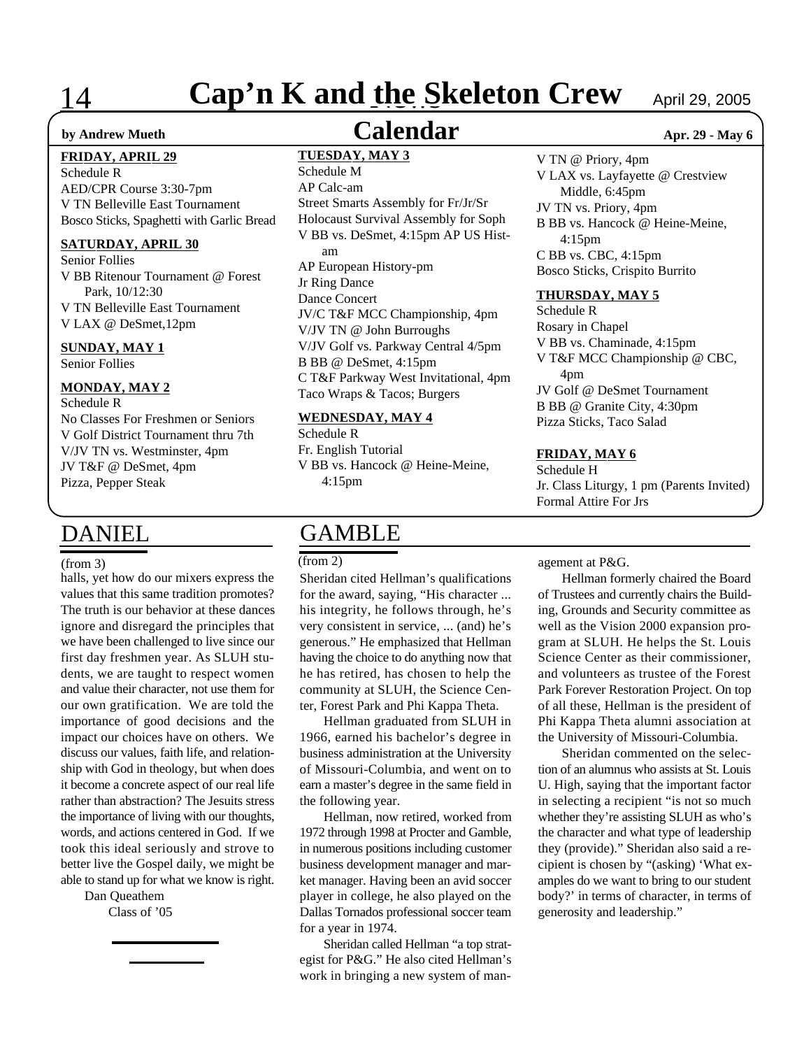# Cap'n K and the Skeleton Crew

## Calendar

**by Andrew Mueth** — **Apr. 29 - May 6**

**FRIDAY, APRIL 29**
Schedule R
AED/CPR Course 3:30-7pm
V TN Belleville East Tournament
Bosco Sticks, Spaghetti with Garlic Bread

**SATURDAY, APRIL 30**
Senior Follies
V BB Ritenour Tournament @ Forest Park, 10/12:30
V TN Belleville East Tournament
V LAX @ DeSmet,12pm

**SUNDAY, MAY 1**
Senior Follies

**MONDAY, MAY 2**
Schedule R
No Classes For Freshmen or Seniors
V Golf District Tournament thru 7th
V/JV TN vs. Westminster, 4pm
JV T&F @ DeSmet, 4pm
Pizza, Pepper Steak

**TUESDAY, MAY 3**
Schedule M
AP Calc-am
Street Smarts Assembly for Fr/Jr/Sr
Holocaust Survival Assembly for Soph
V BB vs. DeSmet, 4:15pm AP US History-am
AP European History-pm
Jr Ring Dance
Dance Concert
JV/C T&F MCC Championship, 4pm
V/JV TN @ John Burroughs
V/JV Golf vs. Parkway Central 4/5pm
B BB @ DeSmet, 4:15pm
C T&F Parkway West Invitational, 4pm
Taco Wraps & Tacos; Burgers

**WEDNESDAY, MAY 4**
Schedule R
Fr. English Tutorial
V BB vs. Hancock @ Heine-Meine, 4:15pm
V TN @ Priory, 4pm
V LAX vs. Layfayette @ Crestview Middle, 6:45pm
JV TN vs. Priory, 4pm
B BB vs. Hancock @ Heine-Meine, 4:15pm
C BB vs. CBC, 4:15pm
Bosco Sticks, Crispito Burrito

**THURSDAY, MAY 5**
Schedule R
Rosary in Chapel
V BB vs. Chaminade, 4:15pm
V T&F MCC Championship @ CBC, 4pm
JV Golf @ DeSmet Tournament
B BB @ Granite City, 4:30pm
Pizza Sticks, Taco Salad

**FRIDAY, MAY 6**
Schedule H
Jr. Class Liturgy, 1 pm (Parents Invited)
Formal Attire For Jrs

## DANIEL

(from 3)

halls, yet how do our mixers express the values that this same tradition promotes? The truth is our behavior at these dances ignore and disregard the principles that we have been challenged to live since our first day freshmen year. As SLUH students, we are taught to respect women and value their character, not use them for our own gratification. We are told the importance of good decisions and the impact our choices have on others. We discuss our values, faith life, and relationship with God in theology, but when does it become a concrete aspect of our real life rather than abstraction? The Jesuits stress the importance of living with our thoughts, words, and actions centered in God. If we took this ideal seriously and strove to better live the Gospel daily, we might be able to stand up for what we know is right.

Dan Queathem
Class of '05

## GAMBLE

(from 2)

Sheridan cited Hellman's qualifications for the award, saying, "His character ... his integrity, he follows through, he's very consistent in service, ... (and) he's generous." He emphasized that Hellman having the choice to do anything now that he has retired, has chosen to help the community at SLUH, the Science Center, Forest Park and Phi Kappa Theta.

Hellman graduated from SLUH in 1966, earned his bachelor's degree in business administration at the University of Missouri-Columbia, and went on to earn a master's degree in the same field in the following year.

Hellman, now retired, worked from 1972 through 1998 at Procter and Gamble, in numerous positions including customer business development manager and market manager. Having been an avid soccer player in college, he also played on the Dallas Tornados professional soccer team for a year in 1974.

Sheridan called Hellman "a top strategist for P&G." He also cited Hellman's work in bringing a new system of management at P&G.

Hellman formerly chaired the Board of Trustees and currently chairs the Building, Grounds and Security committee as well as the Vision 2000 expansion program at SLUH. He helps the St. Louis Science Center as their commissioner, and volunteers as trustee of the Forest Park Forever Restoration Project. On top of all these, Hellman is the president of Phi Kappa Theta alumni association at the University of Missouri-Columbia.

Sheridan commented on the selection of an alumnus who assists at St. Louis U. High, saying that the important factor in selecting a recipient "is not so much whether they're assisting SLUH as who's the character and what type of leadership they (provide)." Sheridan also said a recipient is chosen by "(asking) 'What examples do we want to bring to our student body?' in terms of character, in terms of generosity and leadership."